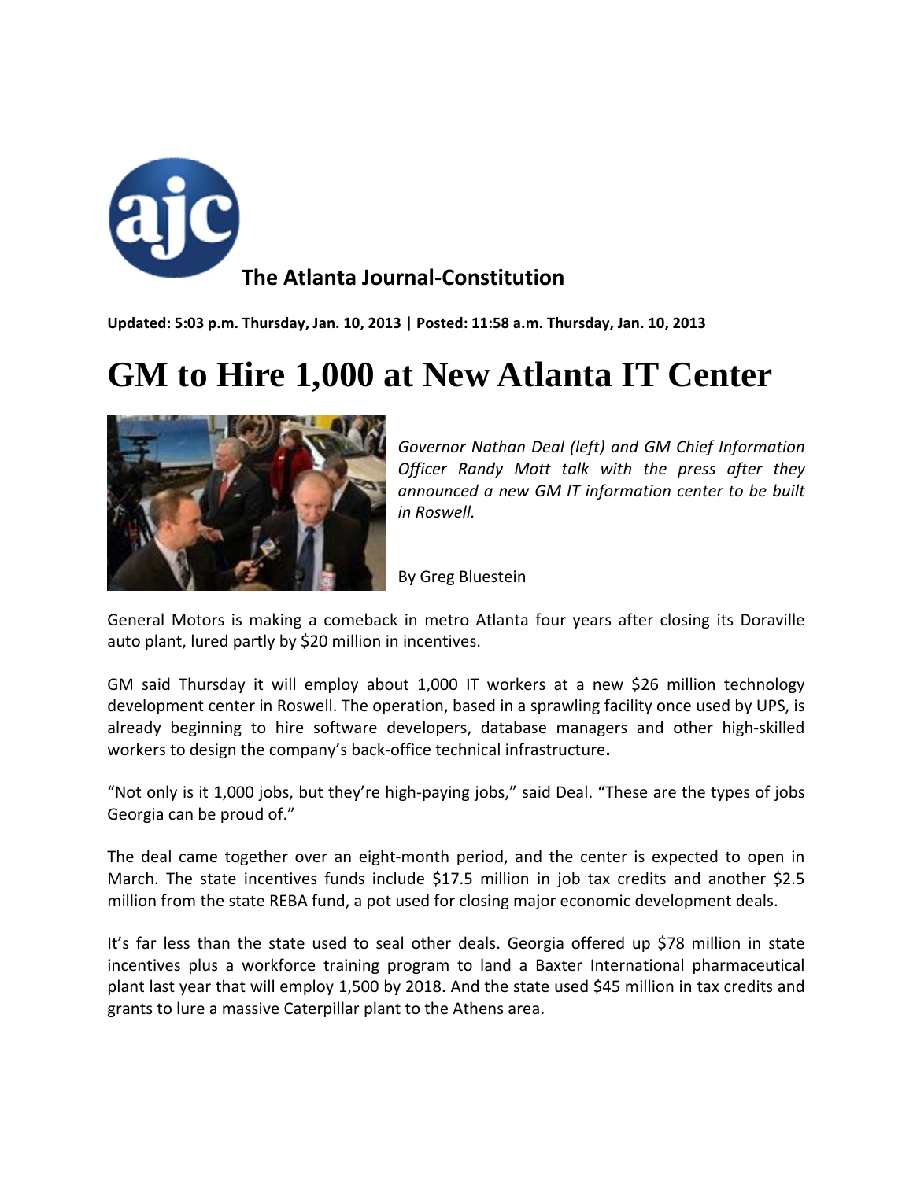**The Atlanta Journal-Constitution**

**Updated: 5:03 p.m. Thursday, Jan. 10, 2013 | Posted: 11:58 a.m. Thursday, Jan. 10, 2013**

# GM to Hire 1,000 at New Atlanta IT Center

*Governor Nathan Deal (left) and GM Chief Information Officer Randy Mott talk with the press after they announced a new GM IT information center to be built in Roswell.*

By Greg Bluestein

General Motors is making a comeback in metro Atlanta four years after closing its Doraville auto plant, lured partly by $20 million in incentives.

GM said Thursday it will employ about 1,000 IT workers at a new $26 million technology development center in Roswell. The operation, based in a sprawling facility once used by UPS, is already beginning to hire software developers, database managers and other high-skilled workers to design the company's back-office technical infrastructure**.**

"Not only is it 1,000 jobs, but they're high-paying jobs," said Deal. "These are the types of jobs Georgia can be proud of."

The deal came together over an eight-month period, and the center is expected to open in March. The state incentives funds include $17.5 million in job tax credits and another $2.5 million from the state REBA fund, a pot used for closing major economic development deals.

It's far less than the state used to seal other deals. Georgia offered up $78 million in state incentives plus a workforce training program to land a Baxter International pharmaceutical plant last year that will employ 1,500 by 2018. And the state used $45 million in tax credits and grants to lure a massive Caterpillar plant to the Athens area.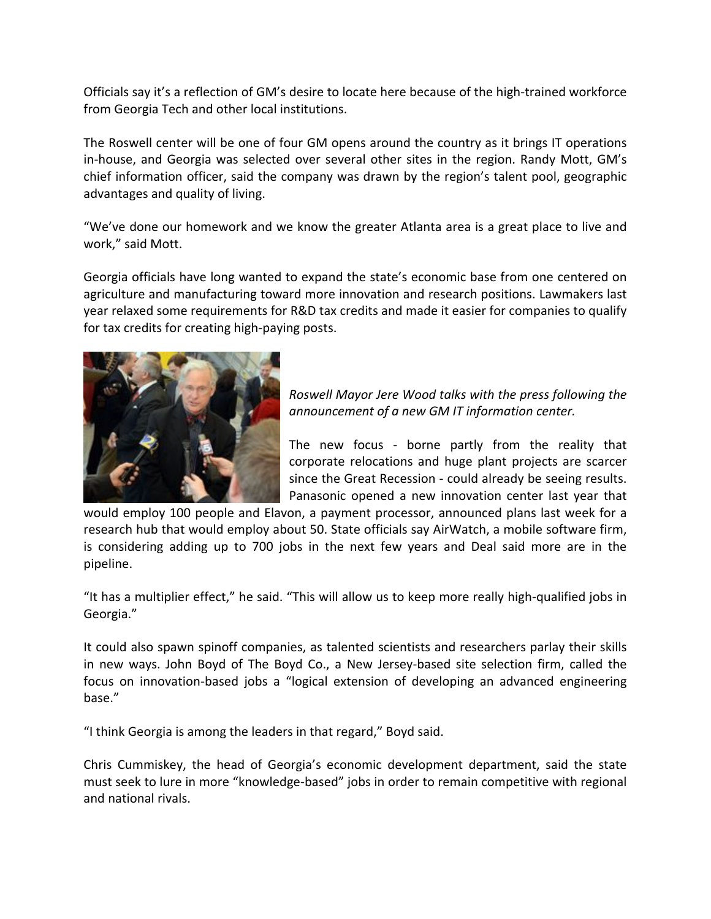Officials say it's a reflection of GM's desire to locate here because of the high-trained workforce from Georgia Tech and other local institutions.

The Roswell center will be one of four GM opens around the country as it brings IT operations in-house, and Georgia was selected over several other sites in the region. Randy Mott, GM's chief information officer, said the company was drawn by the region's talent pool, geographic advantages and quality of living.

"We've done our homework and we know the greater Atlanta area is a great place to live and work," said Mott.

Georgia officials have long wanted to expand the state's economic base from one centered on agriculture and manufacturing toward more innovation and research positions. Lawmakers last year relaxed some requirements for R&D tax credits and made it easier for companies to qualify for tax credits for creating high-paying posts.

*Roswell Mayor Jere Wood talks with the press following the announcement of a new GM IT information center.*

The new focus - borne partly from the reality that corporate relocations and huge plant projects are scarcer since the Great Recession - could already be seeing results. Panasonic opened a new innovation center last year that would employ 100 people and Elavon, a payment processor, announced plans last week for a research hub that would employ about 50. State officials say AirWatch, a mobile software firm, is considering adding up to 700 jobs in the next few years and Deal said more are in the pipeline.

"It has a multiplier effect," he said. "This will allow us to keep more really high-qualified jobs in Georgia."

It could also spawn spinoff companies, as talented scientists and researchers parlay their skills in new ways. John Boyd of The Boyd Co., a New Jersey-based site selection firm, called the focus on innovation-based jobs a "logical extension of developing an advanced engineering base."

"I think Georgia is among the leaders in that regard," Boyd said.

Chris Cummiskey, the head of Georgia's economic development department, said the state must seek to lure in more "knowledge-based" jobs in order to remain competitive with regional and national rivals.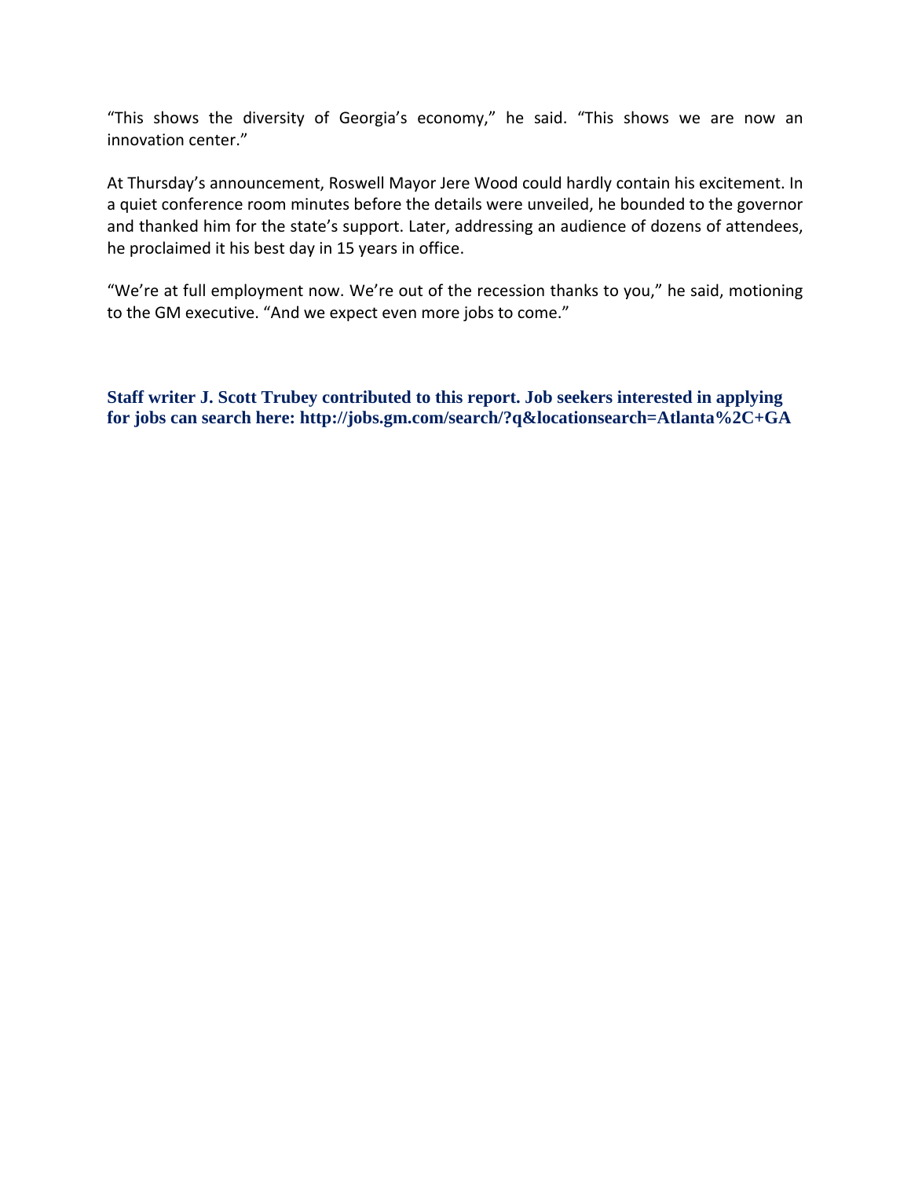"This shows the diversity of Georgia's economy," he said. "This shows we are now an innovation center."

At Thursday's announcement, Roswell Mayor Jere Wood could hardly contain his excitement. In a quiet conference room minutes before the details were unveiled, he bounded to the governor and thanked him for the state's support. Later, addressing an audience of dozens of attendees, he proclaimed it his best day in 15 years in office.

"We're at full employment now. We're out of the recession thanks to you," he said, motioning to the GM executive. "And we expect even more jobs to come."

**Staff writer J. Scott Trubey contributed to this report. Job seekers interested in applying for jobs can search here: http://jobs.gm.com/search/?q&locationsearch=Atlanta%2C+GA**